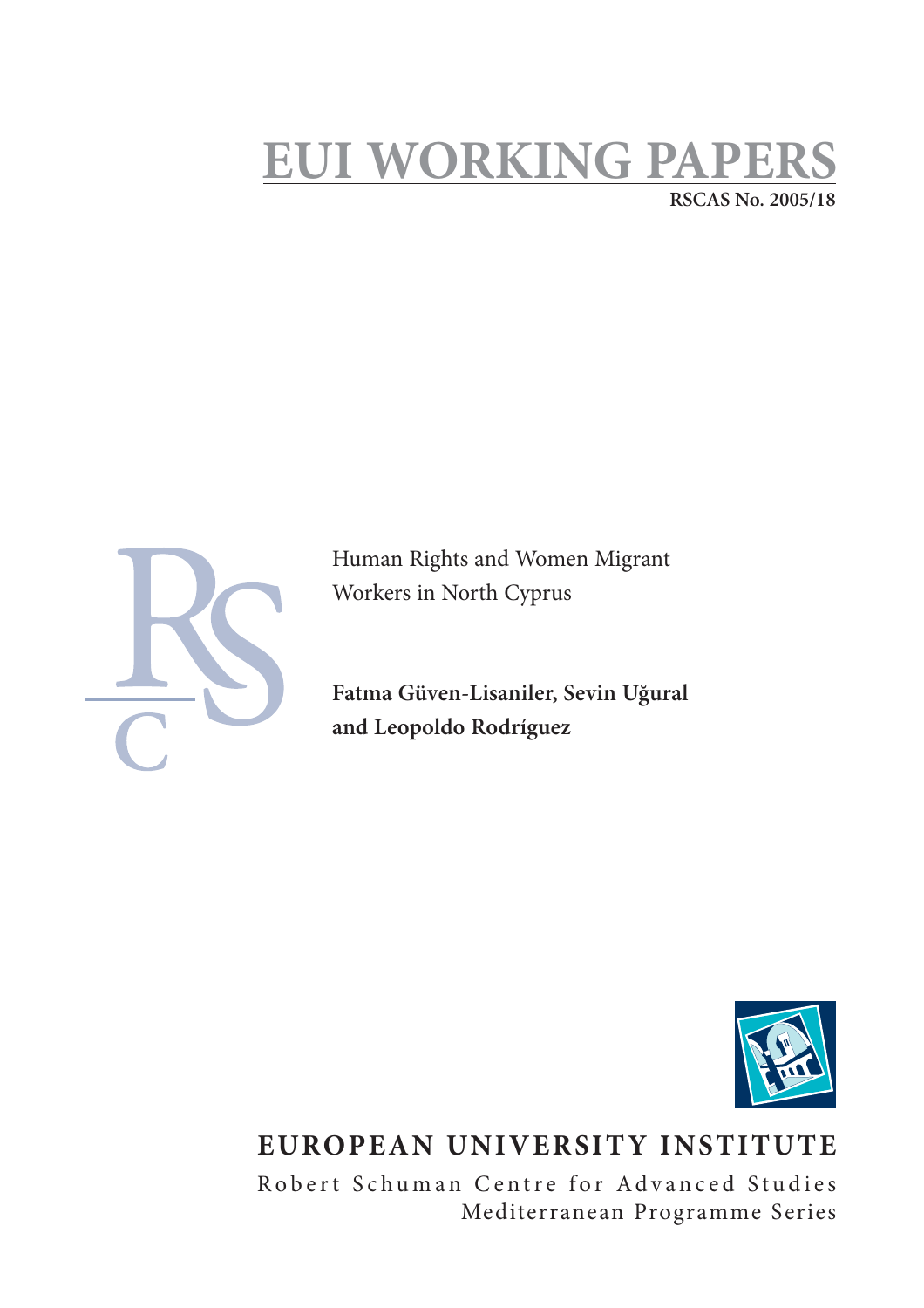# EUI WORKING PAPERS

RSCAS No. 2005/18

Human Rights and Women Migrant Workers in North Cyprus

**Fatma Güven-Lisaniler, Sevin Uğural and Leopoldo Rodríguez**

**EUROPEAN UNIVERSITY INSTITUTE**

Robert Schuman Centre for Advanced Studies

Mediterranean Programme Series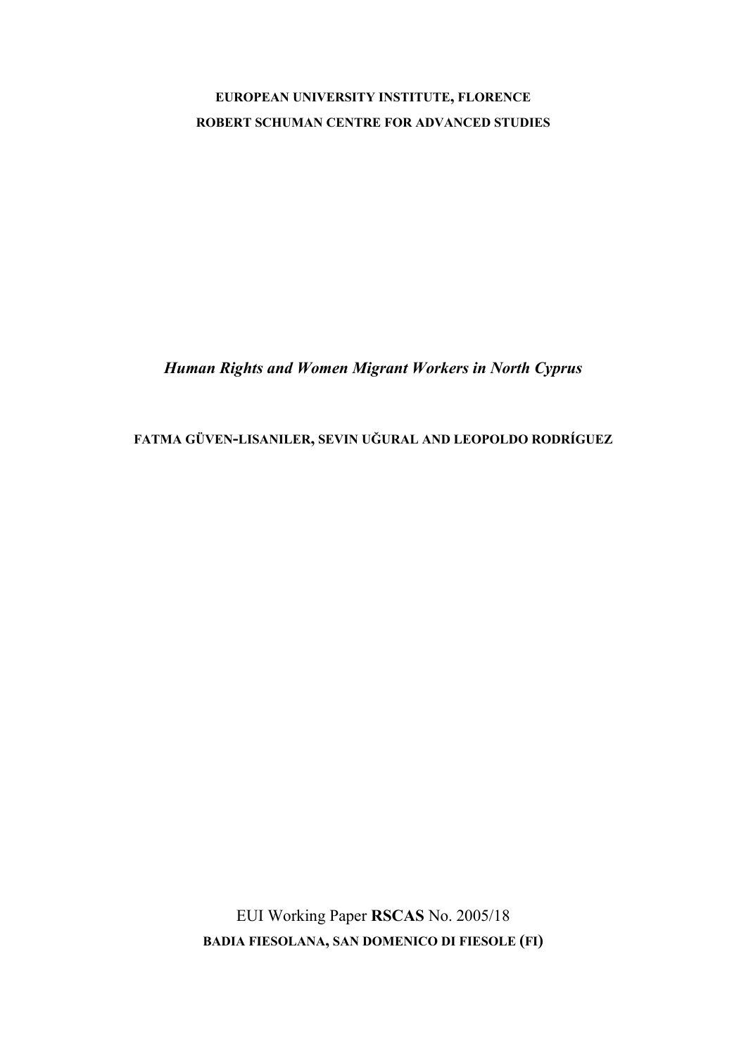**EUROPEAN UNIVERSITY INSTITUTE, FLORENCE**

**ROBERT SCHUMAN CENTRE FOR ADVANCED STUDIES**

# *Human Rights and Women Migrant Workers in North Cyprus*

**FATMA GÜVEN-LISANILER, SEVIN UĞURAL AND LEOPOLDO RODRÍGUEZ**

EUI Working Paper **RSCAS** No. 2005/18

**BADIA FIESOLANA, SAN DOMENICO DI FIESOLE (FI)**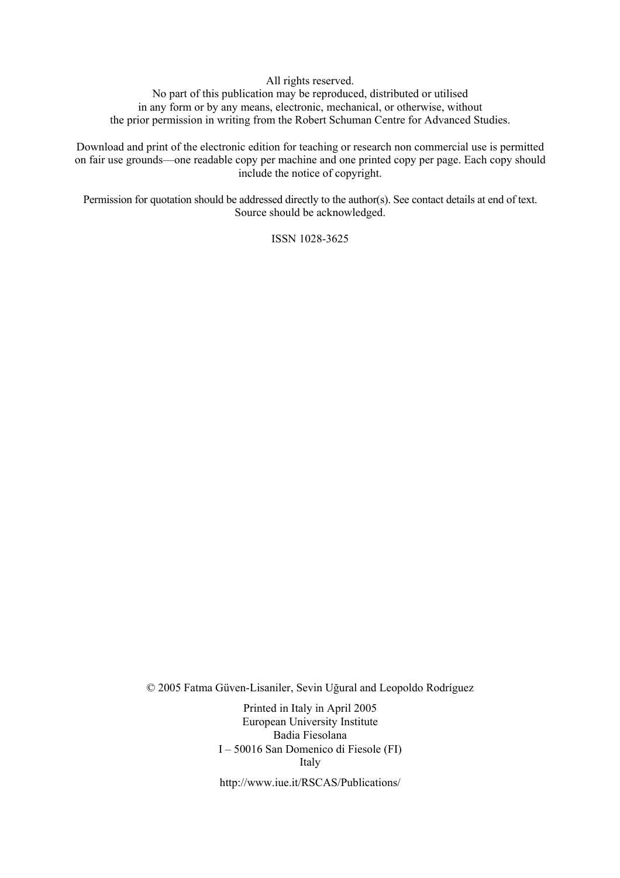All rights reserved.
No part of this publication may be reproduced, distributed or utilised
in any form or by any means, electronic, mechanical, or otherwise, without
the prior permission in writing from the Robert Schuman Centre for Advanced Studies.

Download and print of the electronic edition for teaching or research non commercial use is permitted on fair use grounds—one readable copy per machine and one printed copy per page. Each copy should include the notice of copyright.

Permission for quotation should be addressed directly to the author(s). See contact details at end of text.
Source should be acknowledged.

ISSN 1028-3625

© 2005 Fatma Güven-Lisaniler, Sevin Uğural and Leopoldo Rodríguez

Printed in Italy in April 2005
European University Institute
Badia Fiesolana
I – 50016 San Domenico di Fiesole (FI)
Italy

http://www.iue.it/RSCAS/Publications/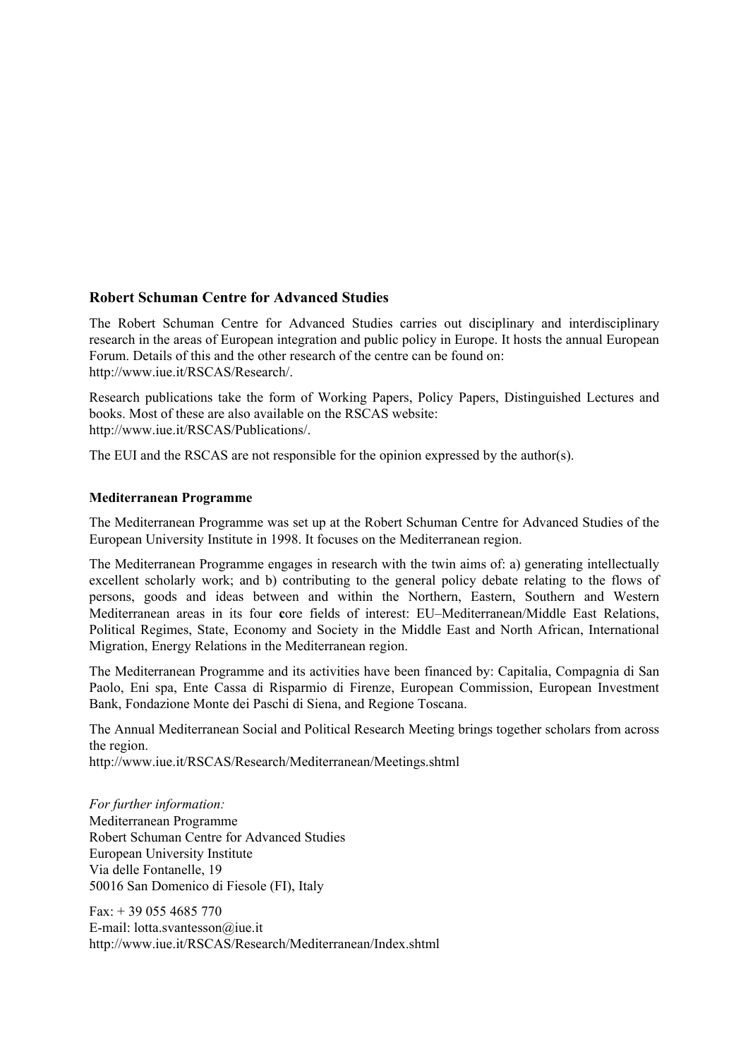## Robert Schuman Centre for Advanced Studies

The Robert Schuman Centre for Advanced Studies carries out disciplinary and interdisciplinary research in the areas of European integration and public policy in Europe. It hosts the annual European Forum. Details of this and the other research of the centre can be found on:
http://www.iue.it/RSCAS/Research/.

Research publications take the form of Working Papers, Policy Papers, Distinguished Lectures and books. Most of these are also available on the RSCAS website:
http://www.iue.it/RSCAS/Publications/.

The EUI and the RSCAS are not responsible for the opinion expressed by the author(s).

### Mediterranean Programme

The Mediterranean Programme was set up at the Robert Schuman Centre for Advanced Studies of the European University Institute in 1998. It focuses on the Mediterranean region.

The Mediterranean Programme engages in research with the twin aims of: a) generating intellectually excellent scholarly work; and b) contributing to the general policy debate relating to the flows of persons, goods and ideas between and within the Northern, Eastern, Southern and Western Mediterranean areas in its four **c**ore fields of interest: EU–Mediterranean/Middle East Relations, Political Regimes, State, Economy and Society in the Middle East and North African, International Migration, Energy Relations in the Mediterranean region.

The Mediterranean Programme and its activities have been financed by: Capitalia, Compagnia di San Paolo, Eni spa, Ente Cassa di Risparmio di Firenze, European Commission, European Investment Bank, Fondazione Monte dei Paschi di Siena, and Regione Toscana.

The Annual Mediterranean Social and Political Research Meeting brings together scholars from across the region.
http://www.iue.it/RSCAS/Research/Mediterranean/Meetings.shtml

*For further information:*
Mediterranean Programme
Robert Schuman Centre for Advanced Studies
European University Institute
Via delle Fontanelle, 19
50016 San Domenico di Fiesole (FI), Italy

Fax: + 39 055 4685 770
E-mail: lotta.svantesson@iue.it
http://www.iue.it/RSCAS/Research/Mediterranean/Index.shtml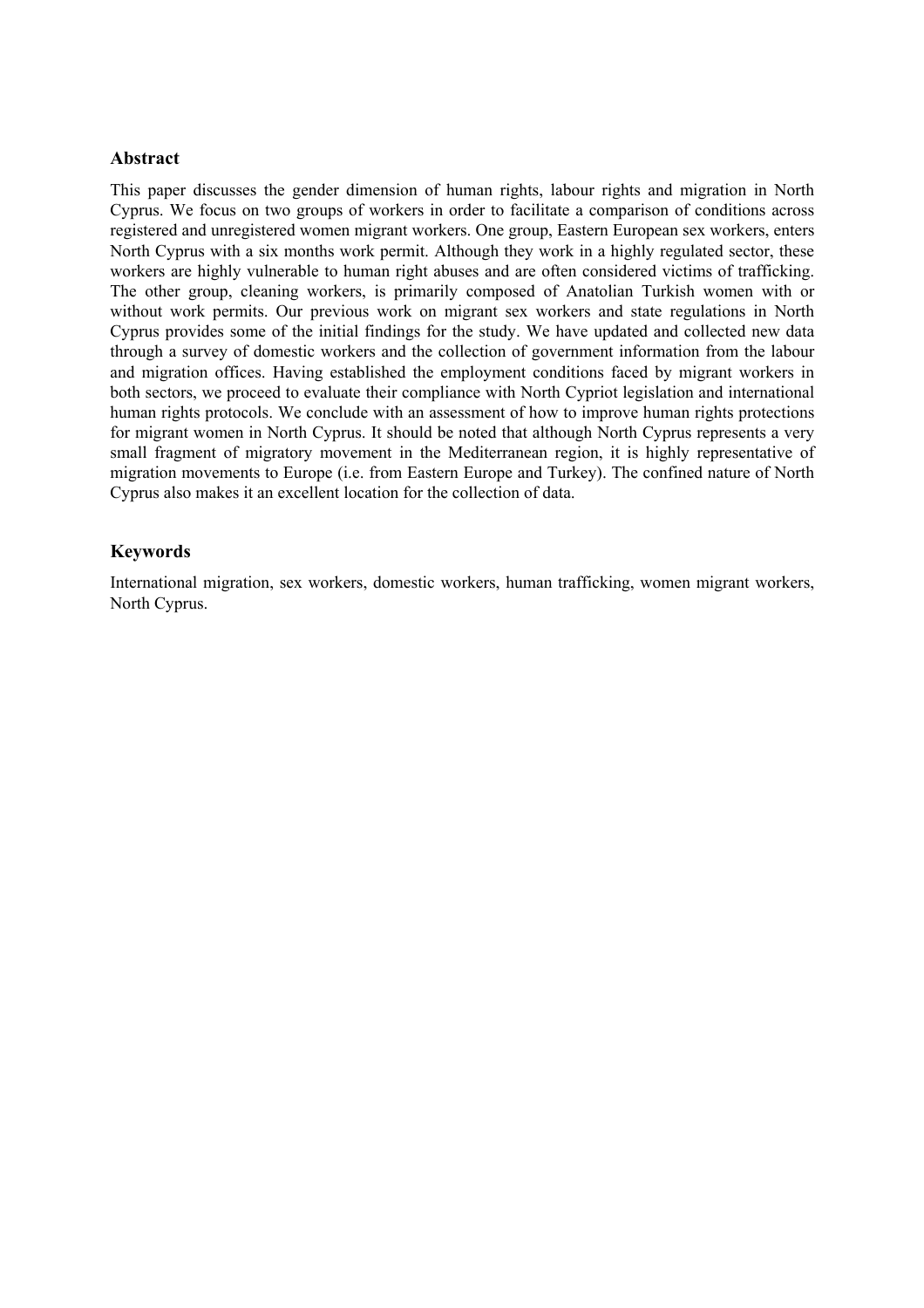## Abstract

This paper discusses the gender dimension of human rights, labour rights and migration in North Cyprus. We focus on two groups of workers in order to facilitate a comparison of conditions across registered and unregistered women migrant workers. One group, Eastern European sex workers, enters North Cyprus with a six months work permit. Although they work in a highly regulated sector, these workers are highly vulnerable to human right abuses and are often considered victims of trafficking. The other group, cleaning workers, is primarily composed of Anatolian Turkish women with or without work permits. Our previous work on migrant sex workers and state regulations in North Cyprus provides some of the initial findings for the study. We have updated and collected new data through a survey of domestic workers and the collection of government information from the labour and migration offices. Having established the employment conditions faced by migrant workers in both sectors, we proceed to evaluate their compliance with North Cypriot legislation and international human rights protocols. We conclude with an assessment of how to improve human rights protections for migrant women in North Cyprus. It should be noted that although North Cyprus represents a very small fragment of migratory movement in the Mediterranean region, it is highly representative of migration movements to Europe (i.e. from Eastern Europe and Turkey). The confined nature of North Cyprus also makes it an excellent location for the collection of data.

## Keywords

International migration, sex workers, domestic workers, human trafficking, women migrant workers, North Cyprus.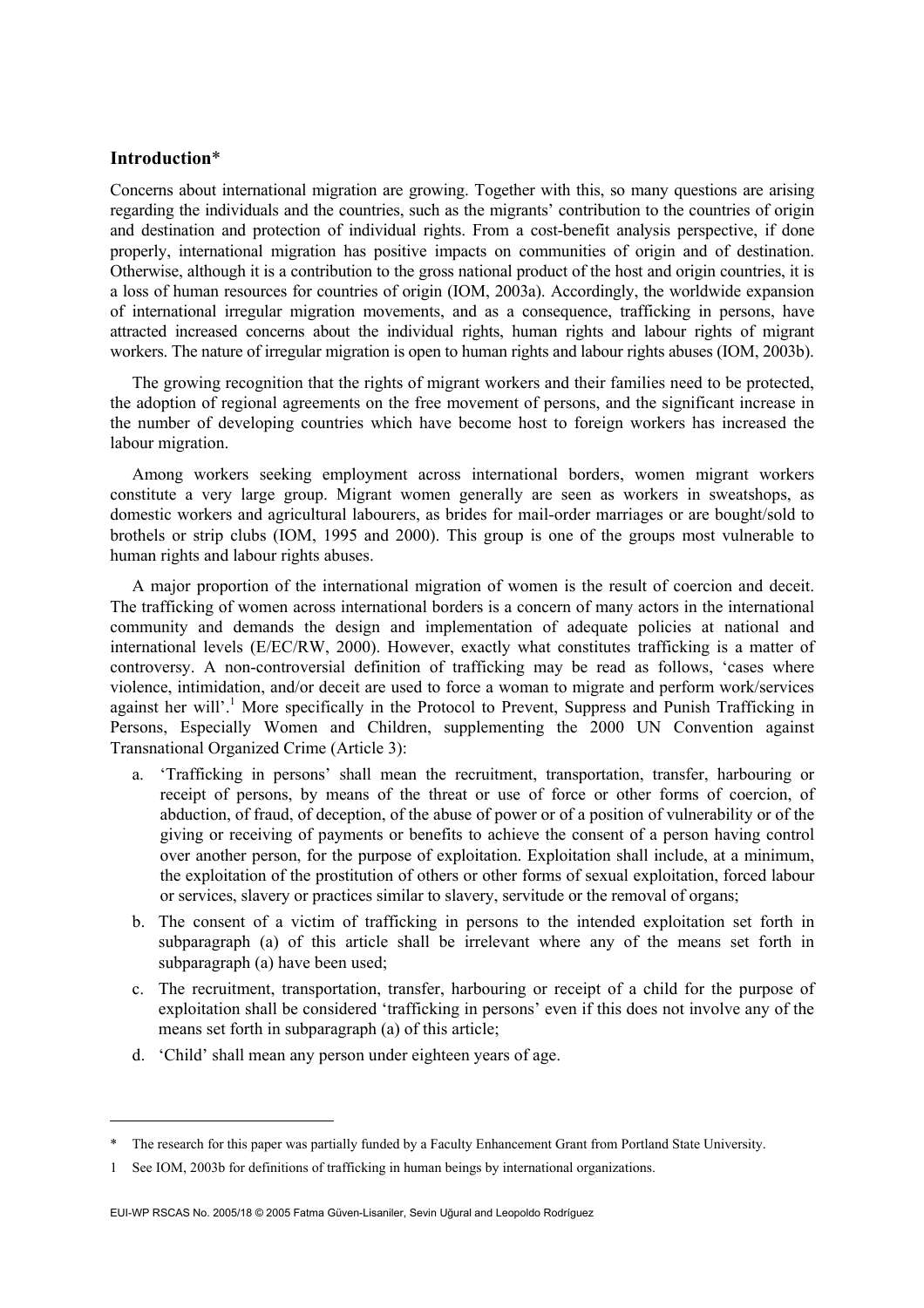## Introduction*

Concerns about international migration are growing. Together with this, so many questions are arising regarding the individuals and the countries, such as the migrants' contribution to the countries of origin and destination and protection of individual rights. From a cost-benefit analysis perspective, if done properly, international migration has positive impacts on communities of origin and of destination. Otherwise, although it is a contribution to the gross national product of the host and origin countries, it is a loss of human resources for countries of origin (IOM, 2003a). Accordingly, the worldwide expansion of international irregular migration movements, and as a consequence, trafficking in persons, have attracted increased concerns about the individual rights, human rights and labour rights of migrant workers. The nature of irregular migration is open to human rights and labour rights abuses (IOM, 2003b).

The growing recognition that the rights of migrant workers and their families need to be protected, the adoption of regional agreements on the free movement of persons, and the significant increase in the number of developing countries which have become host to foreign workers has increased the labour migration.

Among workers seeking employment across international borders, women migrant workers constitute a very large group. Migrant women generally are seen as workers in sweatshops, as domestic workers and agricultural labourers, as brides for mail-order marriages or are bought/sold to brothels or strip clubs (IOM, 1995 and 2000). This group is one of the groups most vulnerable to human rights and labour rights abuses.

A major proportion of the international migration of women is the result of coercion and deceit. The trafficking of women across international borders is a concern of many actors in the international community and demands the design and implementation of adequate policies at national and international levels (E/EC/RW, 2000). However, exactly what constitutes trafficking is a matter of controversy. A non-controversial definition of trafficking may be read as follows, 'cases where violence, intimidation, and/or deceit are used to force a woman to migrate and perform work/services against her will'.[1] More specifically in the Protocol to Prevent, Suppress and Punish Trafficking in Persons, Especially Women and Children, supplementing the 2000 UN Convention against Transnational Organized Crime (Article 3):

a. 'Trafficking in persons' shall mean the recruitment, transportation, transfer, harbouring or receipt of persons, by means of the threat or use of force or other forms of coercion, of abduction, of fraud, of deception, of the abuse of power or of a position of vulnerability or of the giving or receiving of payments or benefits to achieve the consent of a person having control over another person, for the purpose of exploitation. Exploitation shall include, at a minimum, the exploitation of the prostitution of others or other forms of sexual exploitation, forced labour or services, slavery or practices similar to slavery, servitude or the removal of organs;
b. The consent of a victim of trafficking in persons to the intended exploitation set forth in subparagraph (a) of this article shall be irrelevant where any of the means set forth in subparagraph (a) have been used;
c. The recruitment, transportation, transfer, harbouring or receipt of a child for the purpose of exploitation shall be considered 'trafficking in persons' even if this does not involve any of the means set forth in subparagraph (a) of this article;
d. 'Child' shall mean any person under eighteen years of age.

---

\* The research for this paper was partially funded by a Faculty Enhancement Grant from Portland State University.

1 See IOM, 2003b for definitions of trafficking in human beings by international organizations.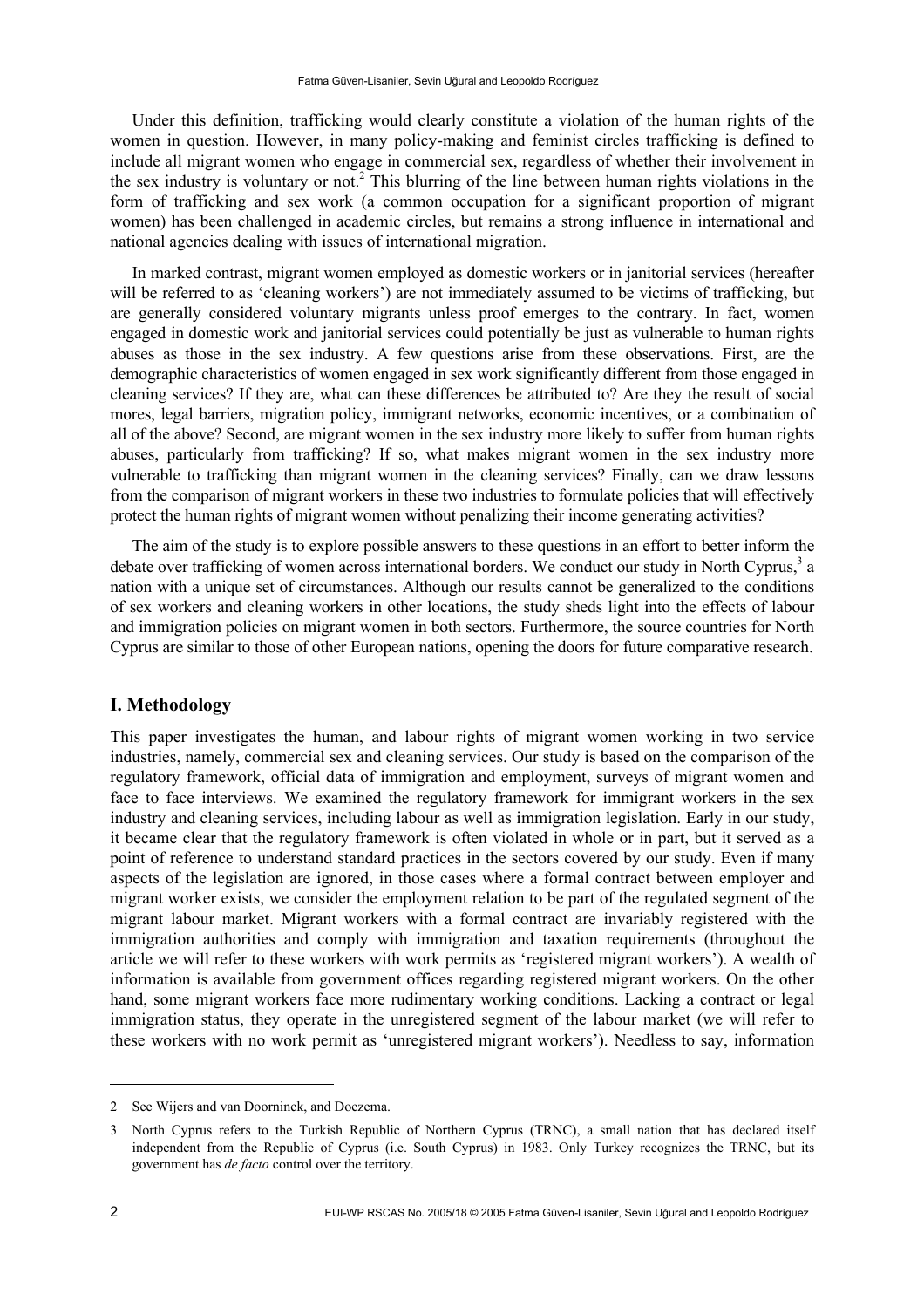Under this definition, trafficking would clearly constitute a violation of the human rights of the women in question. However, in many policy-making and feminist circles trafficking is defined to include all migrant women who engage in commercial sex, regardless of whether their involvement in the sex industry is voluntary or not.[2] This blurring of the line between human rights violations in the form of trafficking and sex work (a common occupation for a significant proportion of migrant women) has been challenged in academic circles, but remains a strong influence in international and national agencies dealing with issues of international migration.

In marked contrast, migrant women employed as domestic workers or in janitorial services (hereafter will be referred to as 'cleaning workers') are not immediately assumed to be victims of trafficking, but are generally considered voluntary migrants unless proof emerges to the contrary. In fact, women engaged in domestic work and janitorial services could potentially be just as vulnerable to human rights abuses as those in the sex industry. A few questions arise from these observations. First, are the demographic characteristics of women engaged in sex work significantly different from those engaged in cleaning services? If they are, what can these differences be attributed to? Are they the result of social mores, legal barriers, migration policy, immigrant networks, economic incentives, or a combination of all of the above? Second, are migrant women in the sex industry more likely to suffer from human rights abuses, particularly from trafficking? If so, what makes migrant women in the sex industry more vulnerable to trafficking than migrant women in the cleaning services? Finally, can we draw lessons from the comparison of migrant workers in these two industries to formulate policies that will effectively protect the human rights of migrant women without penalizing their income generating activities?

The aim of the study is to explore possible answers to these questions in an effort to better inform the debate over trafficking of women across international borders. We conduct our study in North Cyprus,[3] a nation with a unique set of circumstances. Although our results cannot be generalized to the conditions of sex workers and cleaning workers in other locations, the study sheds light into the effects of labour and immigration policies on migrant women in both sectors. Furthermore, the source countries for North Cyprus are similar to those of other European nations, opening the doors for future comparative research.

## I. Methodology

This paper investigates the human, and labour rights of migrant women working in two service industries, namely, commercial sex and cleaning services. Our study is based on the comparison of the regulatory framework, official data of immigration and employment, surveys of migrant women and face to face interviews. We examined the regulatory framework for immigrant workers in the sex industry and cleaning services, including labour as well as immigration legislation. Early in our study, it became clear that the regulatory framework is often violated in whole or in part, but it served as a point of reference to understand standard practices in the sectors covered by our study. Even if many aspects of the legislation are ignored, in those cases where a formal contract between employer and migrant worker exists, we consider the employment relation to be part of the regulated segment of the migrant labour market. Migrant workers with a formal contract are invariably registered with the immigration authorities and comply with immigration and taxation requirements (throughout the article we will refer to these workers with work permits as 'registered migrant workers'). A wealth of information is available from government offices regarding registered migrant workers. On the other hand, some migrant workers face more rudimentary working conditions. Lacking a contract or legal immigration status, they operate in the unregistered segment of the labour market (we will refer to these workers with no work permit as 'unregistered migrant workers'). Needless to say, information

---

2 See Wijers and van Doorninck, and Doezema.

3 North Cyprus refers to the Turkish Republic of Northern Cyprus (TRNC), a small nation that has declared itself independent from the Republic of Cyprus (i.e. South Cyprus) in 1983. Only Turkey recognizes the TRNC, but its government has *de facto* control over the territory.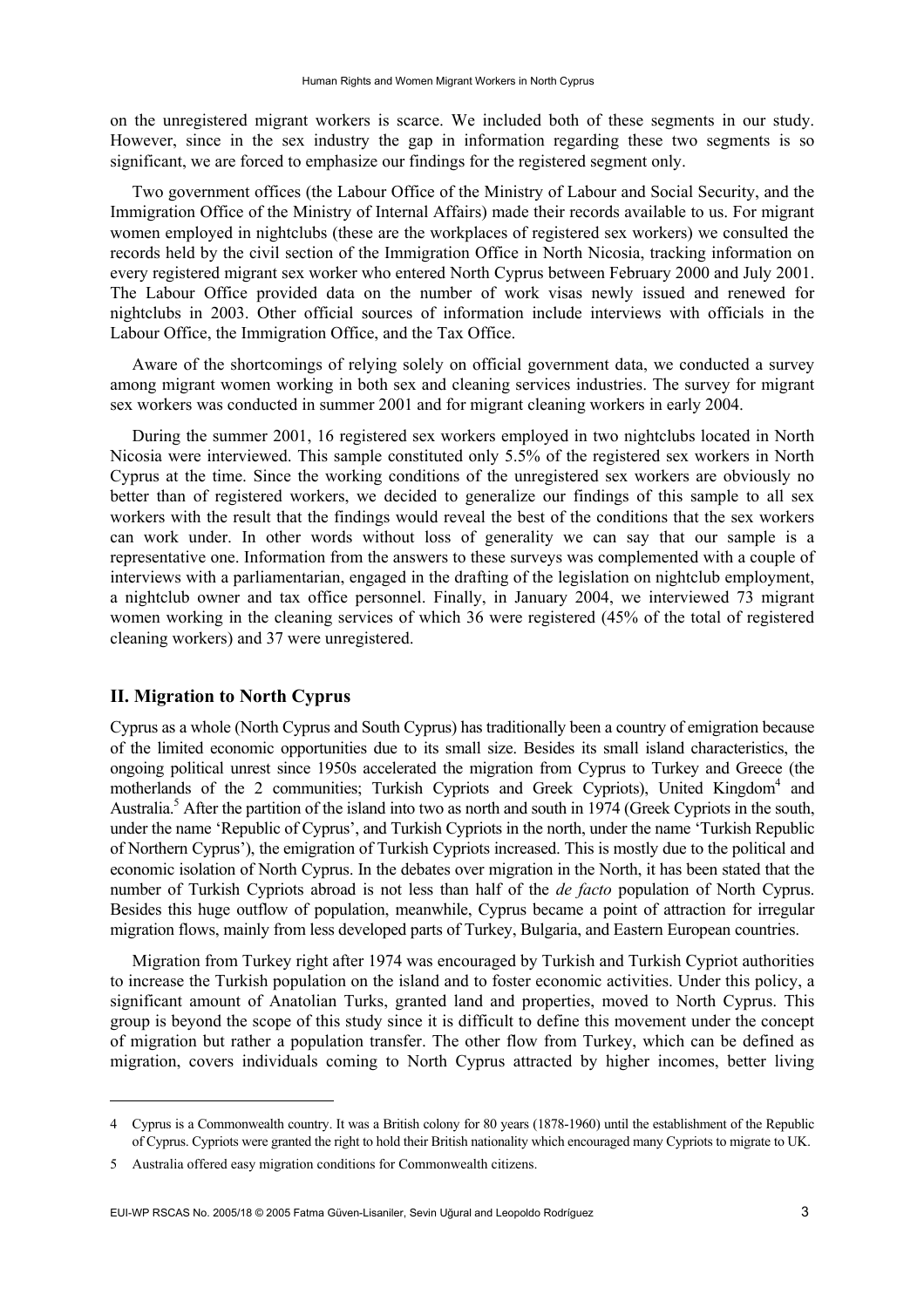on the unregistered migrant workers is scarce. We included both of these segments in our study. However, since in the sex industry the gap in information regarding these two segments is so significant, we are forced to emphasize our findings for the registered segment only.

Two government offices (the Labour Office of the Ministry of Labour and Social Security, and the Immigration Office of the Ministry of Internal Affairs) made their records available to us. For migrant women employed in nightclubs (these are the workplaces of registered sex workers) we consulted the records held by the civil section of the Immigration Office in North Nicosia, tracking information on every registered migrant sex worker who entered North Cyprus between February 2000 and July 2001. The Labour Office provided data on the number of work visas newly issued and renewed for nightclubs in 2003. Other official sources of information include interviews with officials in the Labour Office, the Immigration Office, and the Tax Office.

Aware of the shortcomings of relying solely on official government data, we conducted a survey among migrant women working in both sex and cleaning services industries. The survey for migrant sex workers was conducted in summer 2001 and for migrant cleaning workers in early 2004.

During the summer 2001, 16 registered sex workers employed in two nightclubs located in North Nicosia were interviewed. This sample constituted only 5.5% of the registered sex workers in North Cyprus at the time. Since the working conditions of the unregistered sex workers are obviously no better than of registered workers, we decided to generalize our findings of this sample to all sex workers with the result that the findings would reveal the best of the conditions that the sex workers can work under. In other words without loss of generality we can say that our sample is a representative one. Information from the answers to these surveys was complemented with a couple of interviews with a parliamentarian, engaged in the drafting of the legislation on nightclub employment, a nightclub owner and tax office personnel. Finally, in January 2004, we interviewed 73 migrant women working in the cleaning services of which 36 were registered (45% of the total of registered cleaning workers) and 37 were unregistered.

## II. Migration to North Cyprus

Cyprus as a whole (North Cyprus and South Cyprus) has traditionally been a country of emigration because of the limited economic opportunities due to its small size. Besides its small island characteristics, the ongoing political unrest since 1950s accelerated the migration from Cyprus to Turkey and Greece (the motherlands of the 2 communities; Turkish Cypriots and Greek Cypriots), United Kingdom[4] and Australia.[5] After the partition of the island into two as north and south in 1974 (Greek Cypriots in the south, under the name 'Republic of Cyprus', and Turkish Cypriots in the north, under the name 'Turkish Republic of Northern Cyprus'), the emigration of Turkish Cypriots increased. This is mostly due to the political and economic isolation of North Cyprus. In the debates over migration in the North, it has been stated that the number of Turkish Cypriots abroad is not less than half of the *de facto* population of North Cyprus. Besides this huge outflow of population, meanwhile, Cyprus became a point of attraction for irregular migration flows, mainly from less developed parts of Turkey, Bulgaria, and Eastern European countries.

Migration from Turkey right after 1974 was encouraged by Turkish and Turkish Cypriot authorities to increase the Turkish population on the island and to foster economic activities. Under this policy, a significant amount of Anatolian Turks, granted land and properties, moved to North Cyprus. This group is beyond the scope of this study since it is difficult to define this movement under the concept of migration but rather a population transfer. The other flow from Turkey, which can be defined as migration, covers individuals coming to North Cyprus attracted by higher incomes, better living

---

4 Cyprus is a Commonwealth country. It was a British colony for 80 years (1878-1960) until the establishment of the Republic of Cyprus. Cypriots were granted the right to hold their British nationality which encouraged many Cypriots to migrate to UK.

5 Australia offered easy migration conditions for Commonwealth citizens.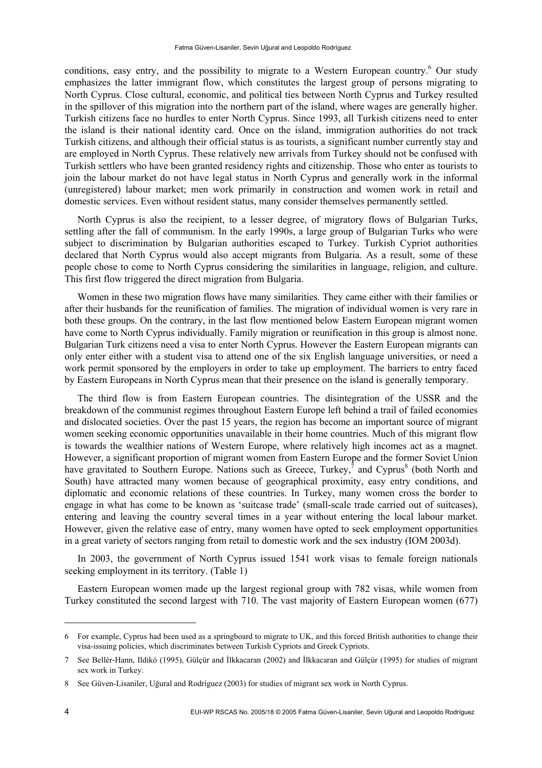conditions, easy entry, and the possibility to migrate to a Western European country.[6] Our study emphasizes the latter immigrant flow, which constitutes the largest group of persons migrating to North Cyprus. Close cultural, economic, and political ties between North Cyprus and Turkey resulted in the spillover of this migration into the northern part of the island, where wages are generally higher. Turkish citizens face no hurdles to enter North Cyprus. Since 1993, all Turkish citizens need to enter the island is their national identity card. Once on the island, immigration authorities do not track Turkish citizens, and although their official status is as tourists, a significant number currently stay and are employed in North Cyprus. These relatively new arrivals from Turkey should not be confused with Turkish settlers who have been granted residency rights and citizenship. Those who enter as tourists to join the labour market do not have legal status in North Cyprus and generally work in the informal (unregistered) labour market; men work primarily in construction and women work in retail and domestic services. Even without resident status, many consider themselves permanently settled.

North Cyprus is also the recipient, to a lesser degree, of migratory flows of Bulgarian Turks, settling after the fall of communism. In the early 1990s, a large group of Bulgarian Turks who were subject to discrimination by Bulgarian authorities escaped to Turkey. Turkish Cypriot authorities declared that North Cyprus would also accept migrants from Bulgaria. As a result, some of these people chose to come to North Cyprus considering the similarities in language, religion, and culture. This first flow triggered the direct migration from Bulgaria.

Women in these two migration flows have many similarities. They came either with their families or after their husbands for the reunification of families. The migration of individual women is very rare in both these groups. On the contrary, in the last flow mentioned below Eastern European migrant women have come to North Cyprus individually. Family migration or reunification in this group is almost none. Bulgarian Turk citizens need a visa to enter North Cyprus. However the Eastern European migrants can only enter either with a student visa to attend one of the six English language universities, or need a work permit sponsored by the employers in order to take up employment. The barriers to entry faced by Eastern Europeans in North Cyprus mean that their presence on the island is generally temporary.

The third flow is from Eastern European countries. The disintegration of the USSR and the breakdown of the communist regimes throughout Eastern Europe left behind a trail of failed economies and dislocated societies. Over the past 15 years, the region has become an important source of migrant women seeking economic opportunities unavailable in their home countries. Much of this migrant flow is towards the wealthier nations of Western Europe, where relatively high incomes act as a magnet. However, a significant proportion of migrant women from Eastern Europe and the former Soviet Union have gravitated to Southern Europe. Nations such as Greece, Turkey,[7] and Cyprus[8] (both North and South) have attracted many women because of geographical proximity, easy entry conditions, and diplomatic and economic relations of these countries. In Turkey, many women cross the border to engage in what has come to be known as 'suitcase trade' (small-scale trade carried out of suitcases), entering and leaving the country several times in a year without entering the local labour market. However, given the relative ease of entry, many women have opted to seek employment opportunities in a great variety of sectors ranging from retail to domestic work and the sex industry (IOM 2003d).

In 2003, the government of North Cyprus issued 1541 work visas to female foreign nationals seeking employment in its territory. (Table 1)

Eastern European women made up the largest regional group with 782 visas, while women from Turkey constituted the second largest with 710. The vast majority of Eastern European women (677)

---

6 For example, Cyprus had been used as a springboard to migrate to UK, and this forced British authorities to change their visa-issuing policies, which discriminates between Turkish Cypriots and Greek Cypriots.

7 See Bellér-Hann, Ildikó (1995), Gülçür and İlkkacaran (2002) and İlkkacaran and Gülçür (1995) for studies of migrant sex work in Turkey.

8 See Güven-Lisaniler, Uğural and Rodríguez (2003) for studies of migrant sex work in North Cyprus.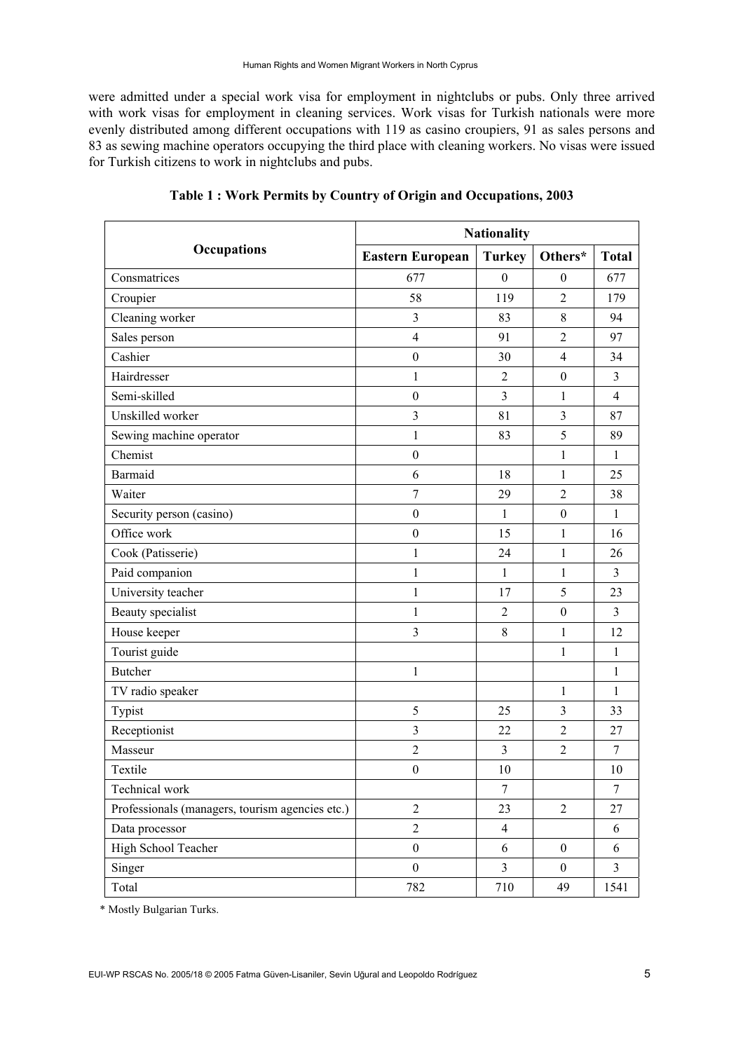were admitted under a special work visa for employment in nightclubs or pubs. Only three arrived with work visas for employment in cleaning services. Work visas for Turkish nationals were more evenly distributed among different occupations with 119 as casino croupiers, 91 as sales persons and 83 as sewing machine operators occupying the third place with cleaning workers. No visas were issued for Turkish citizens to work in nightclubs and pubs.

**Table 1 : Work Permits by Country of Origin and Occupations, 2003**

| Occupations | Nationality | | | |
|---|---|---|---|---|
| | Eastern European | Turkey | Others* | Total |
| Consmatrices | 677 | 0 | 0 | 677 |
| Croupier | 58 | 119 | 2 | 179 |
| Cleaning worker | 3 | 83 | 8 | 94 |
| Sales person | 4 | 91 | 2 | 97 |
| Cashier | 0 | 30 | 4 | 34 |
| Hairdresser | 1 | 2 | 0 | 3 |
| Semi-skilled | 0 | 3 | 1 | 4 |
| Unskilled worker | 3 | 81 | 3 | 87 |
| Sewing machine operator | 1 | 83 | 5 | 89 |
| Chemist | 0 | | 1 | 1 |
| Barmaid | 6 | 18 | 1 | 25 |
| Waiter | 7 | 29 | 2 | 38 |
| Security person (casino) | 0 | 1 | 0 | 1 |
| Office work | 0 | 15 | 1 | 16 |
| Cook (Patisserie) | 1 | 24 | 1 | 26 |
| Paid companion | 1 | 1 | 1 | 3 |
| University teacher | 1 | 17 | 5 | 23 |
| Beauty specialist | 1 | 2 | 0 | 3 |
| House keeper | 3 | 8 | 1 | 12 |
| Tourist guide | | | 1 | 1 |
| Butcher | 1 | | | 1 |
| TV radio speaker | | | 1 | 1 |
| Typist | 5 | 25 | 3 | 33 |
| Receptionist | 3 | 22 | 2 | 27 |
| Masseur | 2 | 3 | 2 | 7 |
| Textile | 0 | 10 | | 10 |
| Technical work | | 7 | | 7 |
| Professionals (managers, tourism agencies etc.) | 2 | 23 | 2 | 27 |
| Data processor | 2 | 4 | | 6 |
| High School Teacher | 0 | 6 | 0 | 6 |
| Singer | 0 | 3 | 0 | 3 |
| Total | 782 | 710 | 49 | 1541 |

\* Mostly Bulgarian Turks.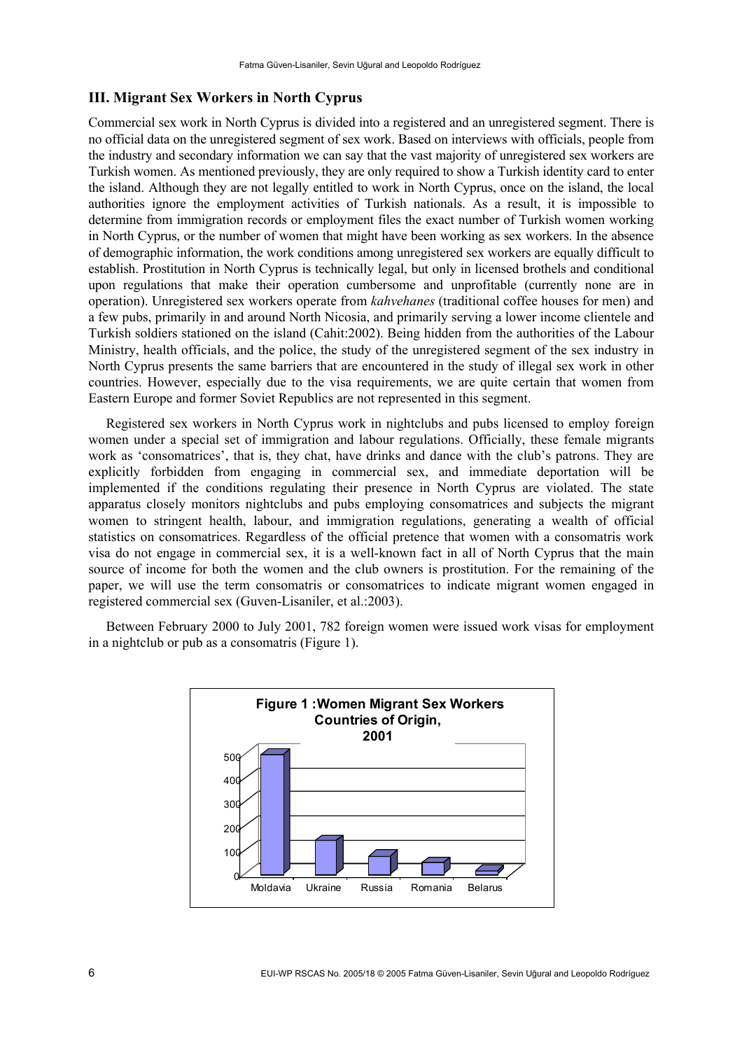## III. Migrant Sex Workers in North Cyprus

Commercial sex work in North Cyprus is divided into a registered and an unregistered segment. There is no official data on the unregistered segment of sex work. Based on interviews with officials, people from the industry and secondary information we can say that the vast majority of unregistered sex workers are Turkish women. As mentioned previously, they are only required to show a Turkish identity card to enter the island. Although they are not legally entitled to work in North Cyprus, once on the island, the local authorities ignore the employment activities of Turkish nationals. As a result, it is impossible to determine from immigration records or employment files the exact number of Turkish women working in North Cyprus, or the number of women that might have been working as sex workers. In the absence of demographic information, the work conditions among unregistered sex workers are equally difficult to establish. Prostitution in North Cyprus is technically legal, but only in licensed brothels and conditional upon regulations that make their operation cumbersome and unprofitable (currently none are in operation). Unregistered sex workers operate from *kahvehanes* (traditional coffee houses for men) and a few pubs, primarily in and around North Nicosia, and primarily serving a lower income clientele and Turkish soldiers stationed on the island (Cahit:2002). Being hidden from the authorities of the Labour Ministry, health officials, and the police, the study of the unregistered segment of the sex industry in North Cyprus presents the same barriers that are encountered in the study of illegal sex work in other countries. However, especially due to the visa requirements, we are quite certain that women from Eastern Europe and former Soviet Republics are not represented in this segment.

Registered sex workers in North Cyprus work in nightclubs and pubs licensed to employ foreign women under a special set of immigration and labour regulations. Officially, these female migrants work as 'consomatrices', that is, they chat, have drinks and dance with the club's patrons. They are explicitly forbidden from engaging in commercial sex, and immediate deportation will be implemented if the conditions regulating their presence in North Cyprus are violated. The state apparatus closely monitors nightclubs and pubs employing consomatrices and subjects the migrant women to stringent health, labour, and immigration regulations, generating a wealth of official statistics on consomatrices. Regardless of the official pretence that women with a consomatris work visa do not engage in commercial sex, it is a well-known fact in all of North Cyprus that the main source of income for both the women and the club owners is prostitution. For the remaining of the paper, we will use the term consomatris or consomatrices to indicate migrant women engaged in registered commercial sex (Guven-Lisaniler, et al.:2003).

Between February 2000 to July 2001, 782 foreign women were issued work visas for employment in a nightclub or pub as a consomatris (Figure 1).

**Figure 1 :Women Migrant Sex Workers Countries of Origin, 2001**

500
400
300
200
100
0

Moldavia Ukraine Russia Romania Belarus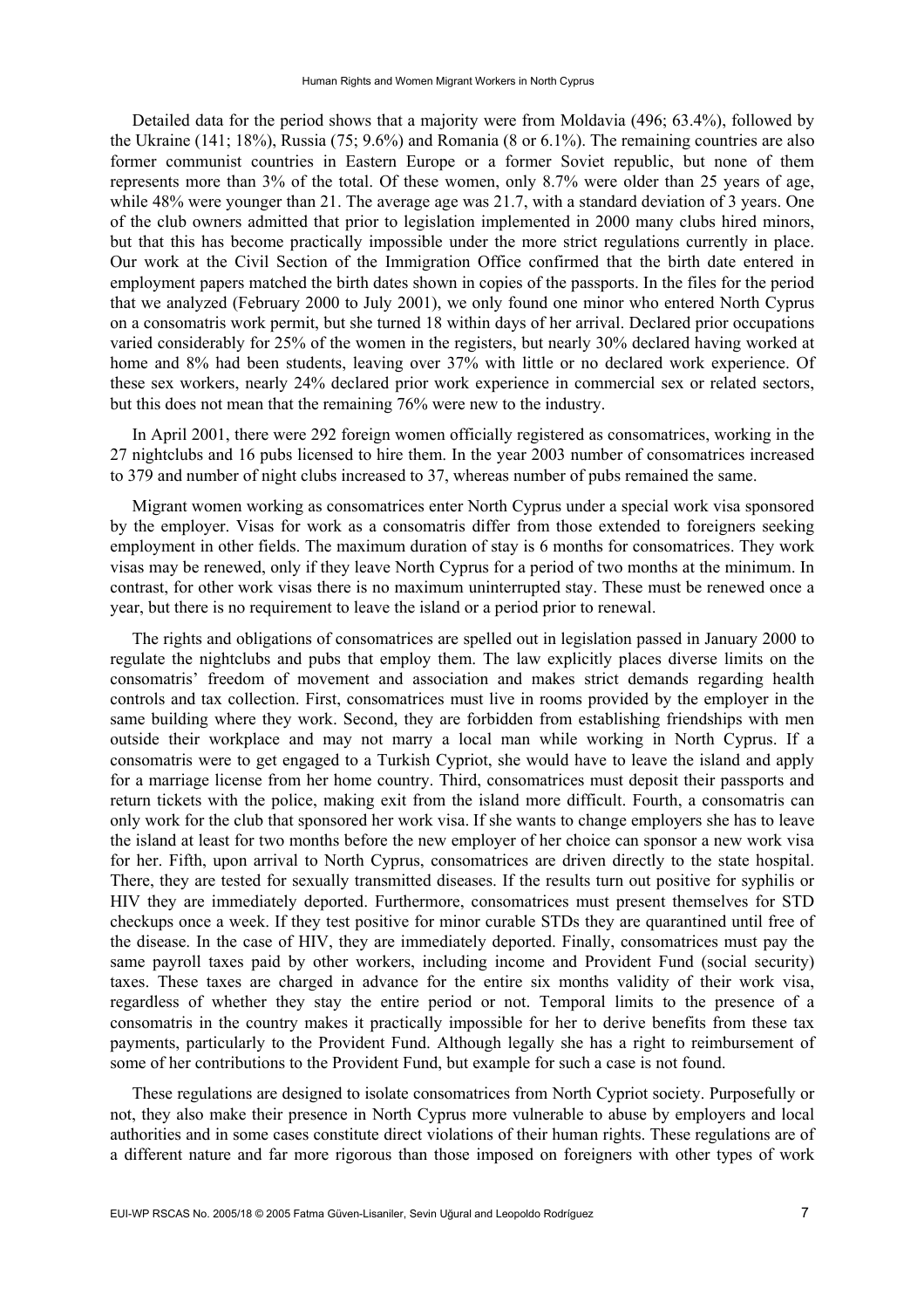Detailed data for the period shows that a majority were from Moldavia (496; 63.4%), followed by the Ukraine (141; 18%), Russia (75; 9.6%) and Romania (8 or 6.1%). The remaining countries are also former communist countries in Eastern Europe or a former Soviet republic, but none of them represents more than 3% of the total. Of these women, only 8.7% were older than 25 years of age, while 48% were younger than 21. The average age was 21.7, with a standard deviation of 3 years. One of the club owners admitted that prior to legislation implemented in 2000 many clubs hired minors, but that this has become practically impossible under the more strict regulations currently in place. Our work at the Civil Section of the Immigration Office confirmed that the birth date entered in employment papers matched the birth dates shown in copies of the passports. In the files for the period that we analyzed (February 2000 to July 2001), we only found one minor who entered North Cyprus on a consomatris work permit, but she turned 18 within days of her arrival. Declared prior occupations varied considerably for 25% of the women in the registers, but nearly 30% declared having worked at home and 8% had been students, leaving over 37% with little or no declared work experience. Of these sex workers, nearly 24% declared prior work experience in commercial sex or related sectors, but this does not mean that the remaining 76% were new to the industry.

In April 2001, there were 292 foreign women officially registered as consomatrices, working in the 27 nightclubs and 16 pubs licensed to hire them. In the year 2003 number of consomatrices increased to 379 and number of night clubs increased to 37, whereas number of pubs remained the same.

Migrant women working as consomatrices enter North Cyprus under a special work visa sponsored by the employer. Visas for work as a consomatris differ from those extended to foreigners seeking employment in other fields. The maximum duration of stay is 6 months for consomatrices. They work visas may be renewed, only if they leave North Cyprus for a period of two months at the minimum. In contrast, for other work visas there is no maximum uninterrupted stay. These must be renewed once a year, but there is no requirement to leave the island or a period prior to renewal.

The rights and obligations of consomatrices are spelled out in legislation passed in January 2000 to regulate the nightclubs and pubs that employ them. The law explicitly places diverse limits on the consomatris' freedom of movement and association and makes strict demands regarding health controls and tax collection. First, consomatrices must live in rooms provided by the employer in the same building where they work. Second, they are forbidden from establishing friendships with men outside their workplace and may not marry a local man while working in North Cyprus. If a consomatris were to get engaged to a Turkish Cypriot, she would have to leave the island and apply for a marriage license from her home country. Third, consomatrices must deposit their passports and return tickets with the police, making exit from the island more difficult. Fourth, a consomatris can only work for the club that sponsored her work visa. If she wants to change employers she has to leave the island at least for two months before the new employer of her choice can sponsor a new work visa for her. Fifth, upon arrival to North Cyprus, consomatrices are driven directly to the state hospital. There, they are tested for sexually transmitted diseases. If the results turn out positive for syphilis or HIV they are immediately deported. Furthermore, consomatrices must present themselves for STD checkups once a week. If they test positive for minor curable STDs they are quarantined until free of the disease. In the case of HIV, they are immediately deported. Finally, consomatrices must pay the same payroll taxes paid by other workers, including income and Provident Fund (social security) taxes. These taxes are charged in advance for the entire six months validity of their work visa, regardless of whether they stay the entire period or not. Temporal limits to the presence of a consomatris in the country makes it practically impossible for her to derive benefits from these tax payments, particularly to the Provident Fund. Although legally she has a right to reimbursement of some of her contributions to the Provident Fund, but example for such a case is not found.

These regulations are designed to isolate consomatrices from North Cypriot society. Purposefully or not, they also make their presence in North Cyprus more vulnerable to abuse by employers and local authorities and in some cases constitute direct violations of their human rights. These regulations are of a different nature and far more rigorous than those imposed on foreigners with other types of work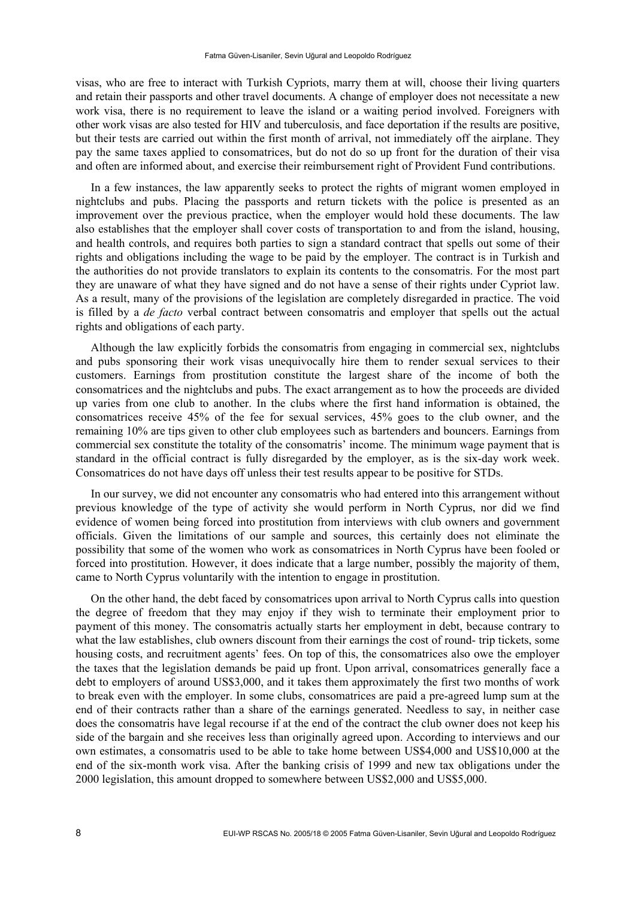visas, who are free to interact with Turkish Cypriots, marry them at will, choose their living quarters and retain their passports and other travel documents. A change of employer does not necessitate a new work visa, there is no requirement to leave the island or a waiting period involved. Foreigners with other work visas are also tested for HIV and tuberculosis, and face deportation if the results are positive, but their tests are carried out within the first month of arrival, not immediately off the airplane. They pay the same taxes applied to consomatrices, but do not do so up front for the duration of their visa and often are informed about, and exercise their reimbursement right of Provident Fund contributions.

In a few instances, the law apparently seeks to protect the rights of migrant women employed in nightclubs and pubs. Placing the passports and return tickets with the police is presented as an improvement over the previous practice, when the employer would hold these documents. The law also establishes that the employer shall cover costs of transportation to and from the island, housing, and health controls, and requires both parties to sign a standard contract that spells out some of their rights and obligations including the wage to be paid by the employer. The contract is in Turkish and the authorities do not provide translators to explain its contents to the consomatris. For the most part they are unaware of what they have signed and do not have a sense of their rights under Cypriot law. As a result, many of the provisions of the legislation are completely disregarded in practice. The void is filled by a *de facto* verbal contract between consomatris and employer that spells out the actual rights and obligations of each party.

Although the law explicitly forbids the consomatris from engaging in commercial sex, nightclubs and pubs sponsoring their work visas unequivocally hire them to render sexual services to their customers. Earnings from prostitution constitute the largest share of the income of both the consomatrices and the nightclubs and pubs. The exact arrangement as to how the proceeds are divided up varies from one club to another. In the clubs where the first hand information is obtained, the consomatrices receive 45% of the fee for sexual services, 45% goes to the club owner, and the remaining 10% are tips given to other club employees such as bartenders and bouncers. Earnings from commercial sex constitute the totality of the consomatris' income. The minimum wage payment that is standard in the official contract is fully disregarded by the employer, as is the six-day work week. Consomatrices do not have days off unless their test results appear to be positive for STDs.

In our survey, we did not encounter any consomatris who had entered into this arrangement without previous knowledge of the type of activity she would perform in North Cyprus, nor did we find evidence of women being forced into prostitution from interviews with club owners and government officials. Given the limitations of our sample and sources, this certainly does not eliminate the possibility that some of the women who work as consomatrices in North Cyprus have been fooled or forced into prostitution. However, it does indicate that a large number, possibly the majority of them, came to North Cyprus voluntarily with the intention to engage in prostitution.

On the other hand, the debt faced by consomatrices upon arrival to North Cyprus calls into question the degree of freedom that they may enjoy if they wish to terminate their employment prior to payment of this money. The consomatris actually starts her employment in debt, because contrary to what the law establishes, club owners discount from their earnings the cost of round- trip tickets, some housing costs, and recruitment agents' fees. On top of this, the consomatrices also owe the employer the taxes that the legislation demands be paid up front. Upon arrival, consomatrices generally face a debt to employers of around US$3,000, and it takes them approximately the first two months of work to break even with the employer. In some clubs, consomatrices are paid a pre-agreed lump sum at the end of their contracts rather than a share of the earnings generated. Needless to say, in neither case does the consomatris have legal recourse if at the end of the contract the club owner does not keep his side of the bargain and she receives less than originally agreed upon. According to interviews and our own estimates, a consomatris used to be able to take home between US$4,000 and US$10,000 at the end of the six-month work visa. After the banking crisis of 1999 and new tax obligations under the 2000 legislation, this amount dropped to somewhere between US$2,000 and US$5,000.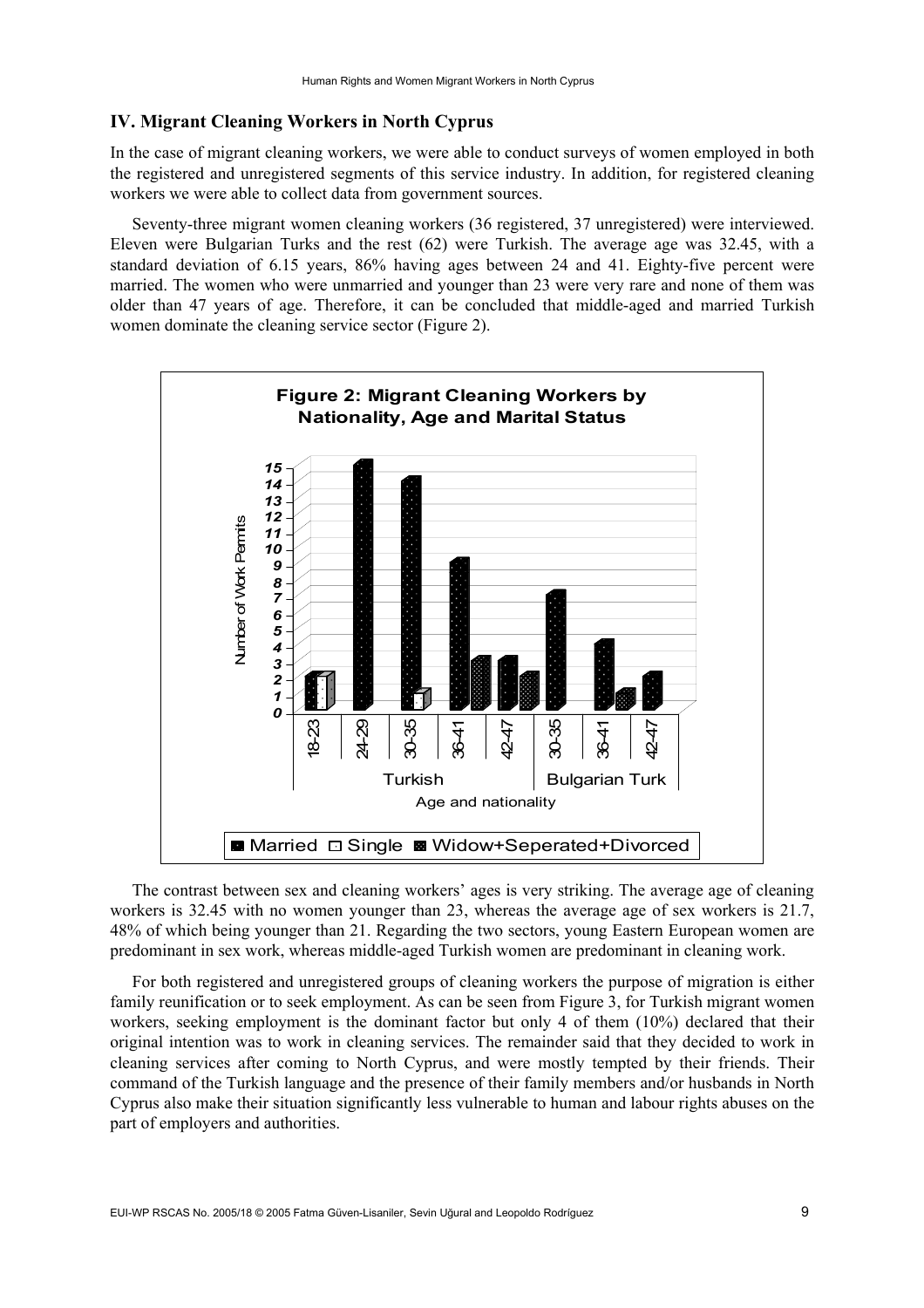## IV. Migrant Cleaning Workers in North Cyprus

In the case of migrant cleaning workers, we were able to conduct surveys of women employed in both the registered and unregistered segments of this service industry. In addition, for registered cleaning workers we were able to collect data from government sources.

Seventy-three migrant women cleaning workers (36 registered, 37 unregistered) were interviewed. Eleven were Bulgarian Turks and the rest (62) were Turkish. The average age was 32.45, with a standard deviation of 6.15 years, 86% having ages between 24 and 41. Eighty-five percent were married. The women who were unmarried and younger than 23 were very rare and none of them was older than 47 years of age. Therefore, it can be concluded that middle-aged and married Turkish women dominate the cleaning service sector (Figure 2).

**Figure 2: Migrant Cleaning Workers by Nationality, Age and Marital Status**

| Nationality | Age | Married | Single | Widow+Seperated+Divorced |
|---|---|---|---|---|
| Turkish | 18-23 | 2 | 2 | |
| Turkish | 24-29 | 15 | | |
| Turkish | 30-35 | 14 | 1 | |
| Turkish | 36-41 | 9 | | 3 |
| Turkish | 42-47 | 3 | | 2 |
| Bulgarian Turk | 30-35 | 7 | | |
| Bulgarian Turk | 36-41 | 4 | | 1 |
| Bulgarian Turk | 42-47 | 2 | | |

The contrast between sex and cleaning workers' ages is very striking. The average age of cleaning workers is 32.45 with no women younger than 23, whereas the average age of sex workers is 21.7, 48% of which being younger than 21. Regarding the two sectors, young Eastern European women are predominant in sex work, whereas middle-aged Turkish women are predominant in cleaning work.

For both registered and unregistered groups of cleaning workers the purpose of migration is either family reunification or to seek employment. As can be seen from Figure 3, for Turkish migrant women workers, seeking employment is the dominant factor but only 4 of them (10%) declared that their original intention was to work in cleaning services. The remainder said that they decided to work in cleaning services after coming to North Cyprus, and were mostly tempted by their friends. Their command of the Turkish language and the presence of their family members and/or husbands in North Cyprus also make their situation significantly less vulnerable to human and labour rights abuses on the part of employers and authorities.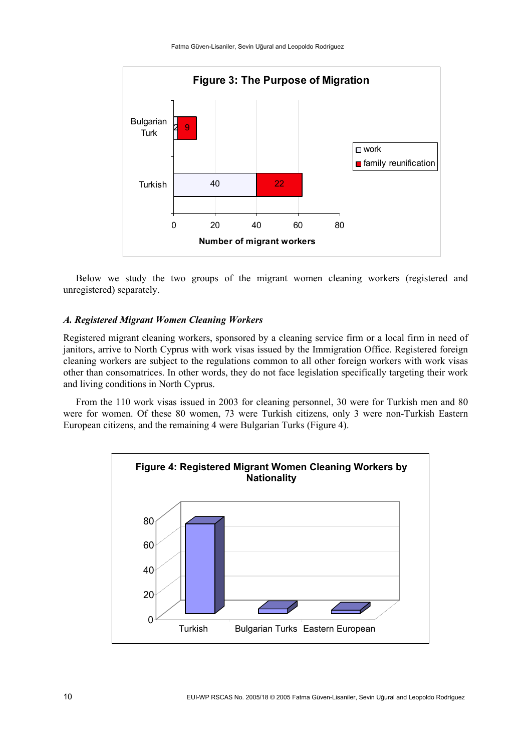**Figure 3: The Purpose of Migration**

| | work | family reunification |
|---|---|---|
| Bulgarian Turk | 2 | 9 |
| Turkish | 40 | 22 |

Number of migrant workers

Below we study the two groups of the migrant women cleaning workers (registered and unregistered) separately.

### *A. Registered Migrant Women Cleaning Workers*

Registered migrant cleaning workers, sponsored by a cleaning service firm or a local firm in need of janitors, arrive to North Cyprus with work visas issued by the Immigration Office. Registered foreign cleaning workers are subject to the regulations common to all other foreign workers with work visas other than consomatrices. In other words, they do not face legislation specifically targeting their work and living conditions in North Cyprus.

From the 110 work visas issued in 2003 for cleaning personnel, 30 were for Turkish men and 80 were for women. Of these 80 women, 73 were Turkish citizens, only 3 were non-Turkish Eastern European citizens, and the remaining 4 were Bulgarian Turks (Figure 4).

**Figure 4: Registered Migrant Women Cleaning Workers by Nationality**

(Bar chart: Turkish, Bulgarian Turks, Eastern European)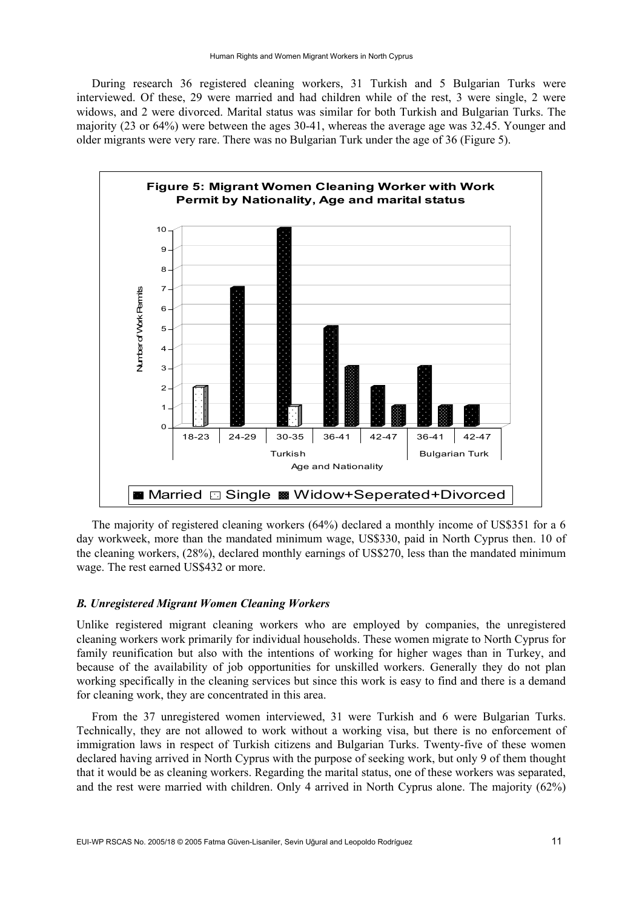During research 36 registered cleaning workers, 31 Turkish and 5 Bulgarian Turks were interviewed. Of these, 29 were married and had children while of the rest, 3 were single, 2 were widows, and 2 were divorced. Marital status was similar for both Turkish and Bulgarian Turks. The majority (23 or 64%) were between the ages 30-41, whereas the average age was 32.45. Younger and older migrants were very rare. There was no Bulgarian Turk under the age of 36 (Figure 5).

**Figure 5: Migrant Women Cleaning Worker with Work Permit by Nationality, Age and marital status**

| Nationality | Age | Married | Single | Widow+Seperated+Divorced |
|---|---|---|---|---|
| Turkish | 18-23 | | 2 | |
| Turkish | 24-29 | 7 | | |
| Turkish | 30-35 | 10 | 1 | |
| Turkish | 36-41 | 5 | | 3 |
| Turkish | 42-47 | 2 | | 1 |
| Bulgarian Turk | 36-41 | 3 | | 1 |
| Bulgarian Turk | 42-47 | 1 | | |

The majority of registered cleaning workers (64%) declared a monthly income of US$351 for a 6 day workweek, more than the mandated minimum wage, US$330, paid in North Cyprus then. 10 of the cleaning workers, (28%), declared monthly earnings of US$270, less than the mandated minimum wage. The rest earned US$432 or more.

### *B. Unregistered Migrant Women Cleaning Workers*

Unlike registered migrant cleaning workers who are employed by companies, the unregistered cleaning workers work primarily for individual households. These women migrate to North Cyprus for family reunification but also with the intentions of working for higher wages than in Turkey, and because of the availability of job opportunities for unskilled workers. Generally they do not plan working specifically in the cleaning services but since this work is easy to find and there is a demand for cleaning work, they are concentrated in this area.

From the 37 unregistered women interviewed, 31 were Turkish and 6 were Bulgarian Turks. Technically, they are not allowed to work without a working visa, but there is no enforcement of immigration laws in respect of Turkish citizens and Bulgarian Turks. Twenty-five of these women declared having arrived in North Cyprus with the purpose of seeking work, but only 9 of them thought that it would be as cleaning workers. Regarding the marital status, one of these workers was separated, and the rest were married with children. Only 4 arrived in North Cyprus alone. The majority (62%)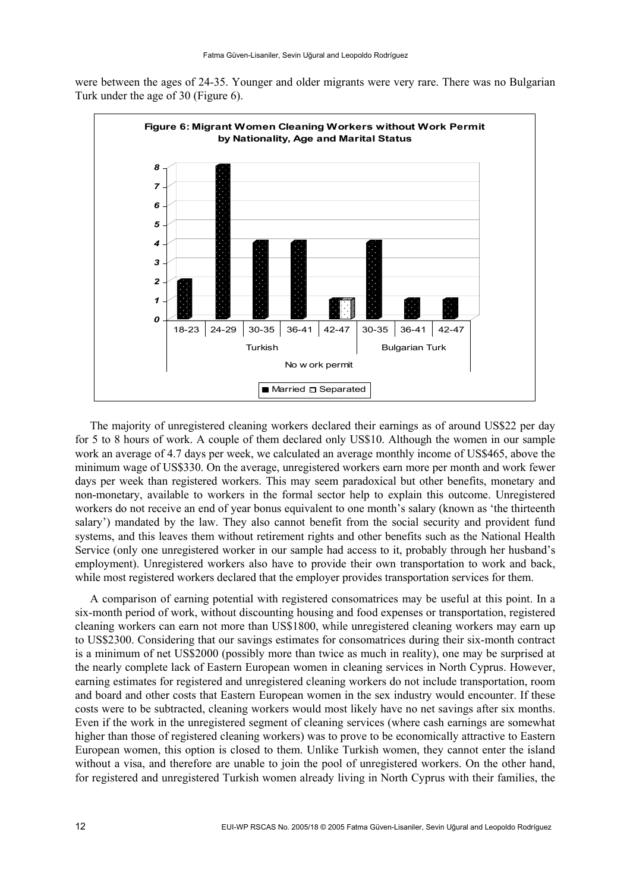were between the ages of 24-35. Younger and older migrants were very rare. There was no Bulgarian Turk under the age of 30 (Figure 6).

**Figure 6: Migrant Women Cleaning Workers without Work Permit by Nationality, Age and Marital Status**

The majority of unregistered cleaning workers declared their earnings as of around US$22 per day for 5 to 8 hours of work. A couple of them declared only US$10. Although the women in our sample work an average of 4.7 days per week, we calculated an average monthly income of US$465, above the minimum wage of US$330. On the average, unregistered workers earn more per month and work fewer days per week than registered workers. This may seem paradoxical but other benefits, monetary and non-monetary, available to workers in the formal sector help to explain this outcome. Unregistered workers do not receive an end of year bonus equivalent to one month's salary (known as 'the thirteenth salary') mandated by the law. They also cannot benefit from the social security and provident fund systems, and this leaves them without retirement rights and other benefits such as the National Health Service (only one unregistered worker in our sample had access to it, probably through her husband's employment). Unregistered workers also have to provide their own transportation to work and back, while most registered workers declared that the employer provides transportation services for them.

A comparison of earning potential with registered consomatrices may be useful at this point. In a six-month period of work, without discounting housing and food expenses or transportation, registered cleaning workers can earn not more than US$1800, while unregistered cleaning workers may earn up to US$2300. Considering that our savings estimates for consomatrices during their six-month contract is a minimum of net US$2000 (possibly more than twice as much in reality), one may be surprised at the nearly complete lack of Eastern European women in cleaning services in North Cyprus. However, earning estimates for registered and unregistered cleaning workers do not include transportation, room and board and other costs that Eastern European women in the sex industry would encounter. If these costs were to be subtracted, cleaning workers would most likely have no net savings after six months. Even if the work in the unregistered segment of cleaning services (where cash earnings are somewhat higher than those of registered cleaning workers) was to prove to be economically attractive to Eastern European women, this option is closed to them. Unlike Turkish women, they cannot enter the island without a visa, and therefore are unable to join the pool of unregistered workers. On the other hand, for registered and unregistered Turkish women already living in North Cyprus with their families, the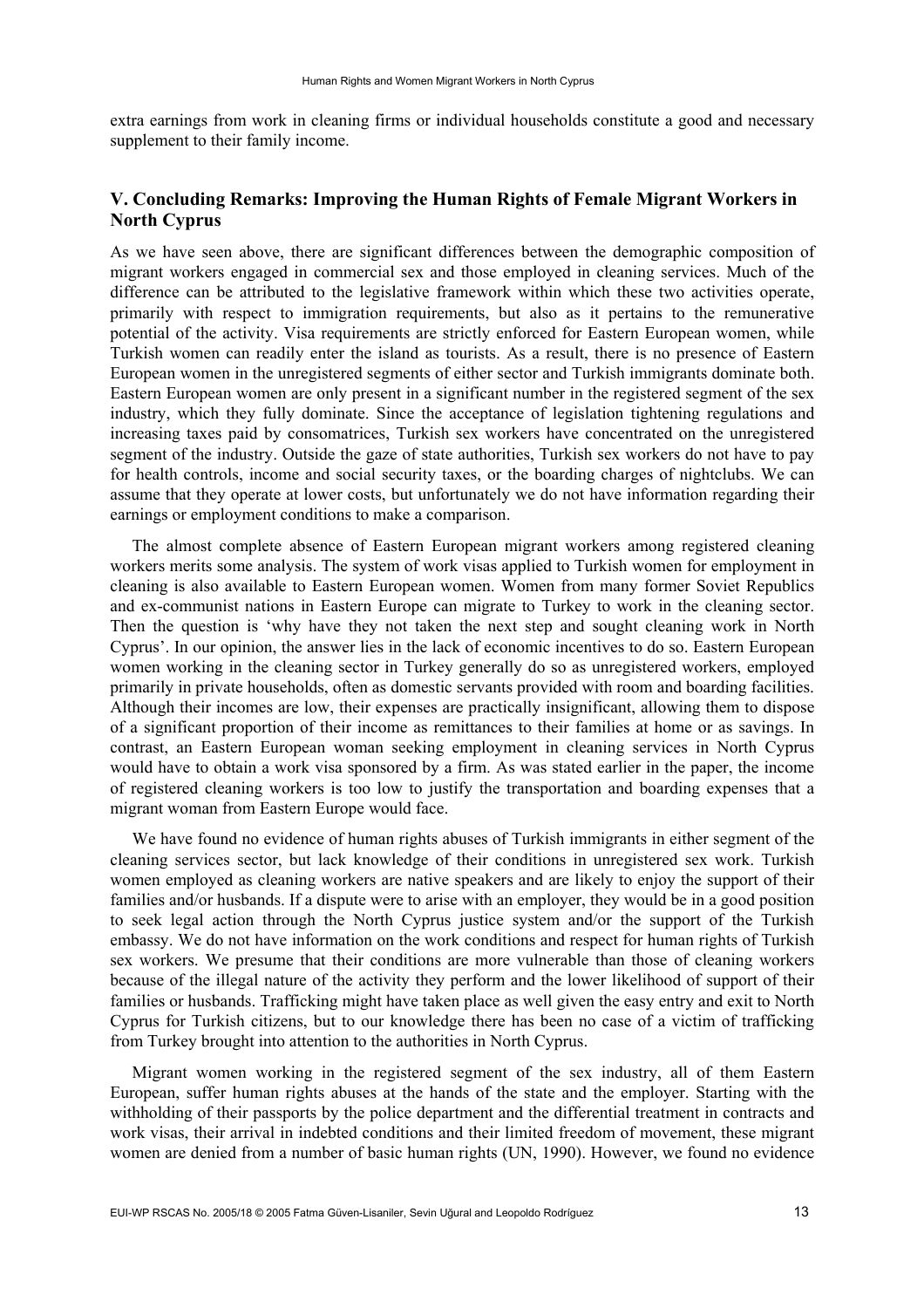extra earnings from work in cleaning firms or individual households constitute a good and necessary supplement to their family income.

## V. Concluding Remarks: Improving the Human Rights of Female Migrant Workers in North Cyprus

As we have seen above, there are significant differences between the demographic composition of migrant workers engaged in commercial sex and those employed in cleaning services. Much of the difference can be attributed to the legislative framework within which these two activities operate, primarily with respect to immigration requirements, but also as it pertains to the remunerative potential of the activity. Visa requirements are strictly enforced for Eastern European women, while Turkish women can readily enter the island as tourists. As a result, there is no presence of Eastern European women in the unregistered segments of either sector and Turkish immigrants dominate both. Eastern European women are only present in a significant number in the registered segment of the sex industry, which they fully dominate. Since the acceptance of legislation tightening regulations and increasing taxes paid by consomatrices, Turkish sex workers have concentrated on the unregistered segment of the industry. Outside the gaze of state authorities, Turkish sex workers do not have to pay for health controls, income and social security taxes, or the boarding charges of nightclubs. We can assume that they operate at lower costs, but unfortunately we do not have information regarding their earnings or employment conditions to make a comparison.

The almost complete absence of Eastern European migrant workers among registered cleaning workers merits some analysis. The system of work visas applied to Turkish women for employment in cleaning is also available to Eastern European women. Women from many former Soviet Republics and ex-communist nations in Eastern Europe can migrate to Turkey to work in the cleaning sector. Then the question is 'why have they not taken the next step and sought cleaning work in North Cyprus'. In our opinion, the answer lies in the lack of economic incentives to do so. Eastern European women working in the cleaning sector in Turkey generally do so as unregistered workers, employed primarily in private households, often as domestic servants provided with room and boarding facilities. Although their incomes are low, their expenses are practically insignificant, allowing them to dispose of a significant proportion of their income as remittances to their families at home or as savings. In contrast, an Eastern European woman seeking employment in cleaning services in North Cyprus would have to obtain a work visa sponsored by a firm. As was stated earlier in the paper, the income of registered cleaning workers is too low to justify the transportation and boarding expenses that a migrant woman from Eastern Europe would face.

We have found no evidence of human rights abuses of Turkish immigrants in either segment of the cleaning services sector, but lack knowledge of their conditions in unregistered sex work. Turkish women employed as cleaning workers are native speakers and are likely to enjoy the support of their families and/or husbands. If a dispute were to arise with an employer, they would be in a good position to seek legal action through the North Cyprus justice system and/or the support of the Turkish embassy. We do not have information on the work conditions and respect for human rights of Turkish sex workers. We presume that their conditions are more vulnerable than those of cleaning workers because of the illegal nature of the activity they perform and the lower likelihood of support of their families or husbands. Trafficking might have taken place as well given the easy entry and exit to North Cyprus for Turkish citizens, but to our knowledge there has been no case of a victim of trafficking from Turkey brought into attention to the authorities in North Cyprus.

Migrant women working in the registered segment of the sex industry, all of them Eastern European, suffer human rights abuses at the hands of the state and the employer. Starting with the withholding of their passports by the police department and the differential treatment in contracts and work visas, their arrival in indebted conditions and their limited freedom of movement, these migrant women are denied from a number of basic human rights (UN, 1990). However, we found no evidence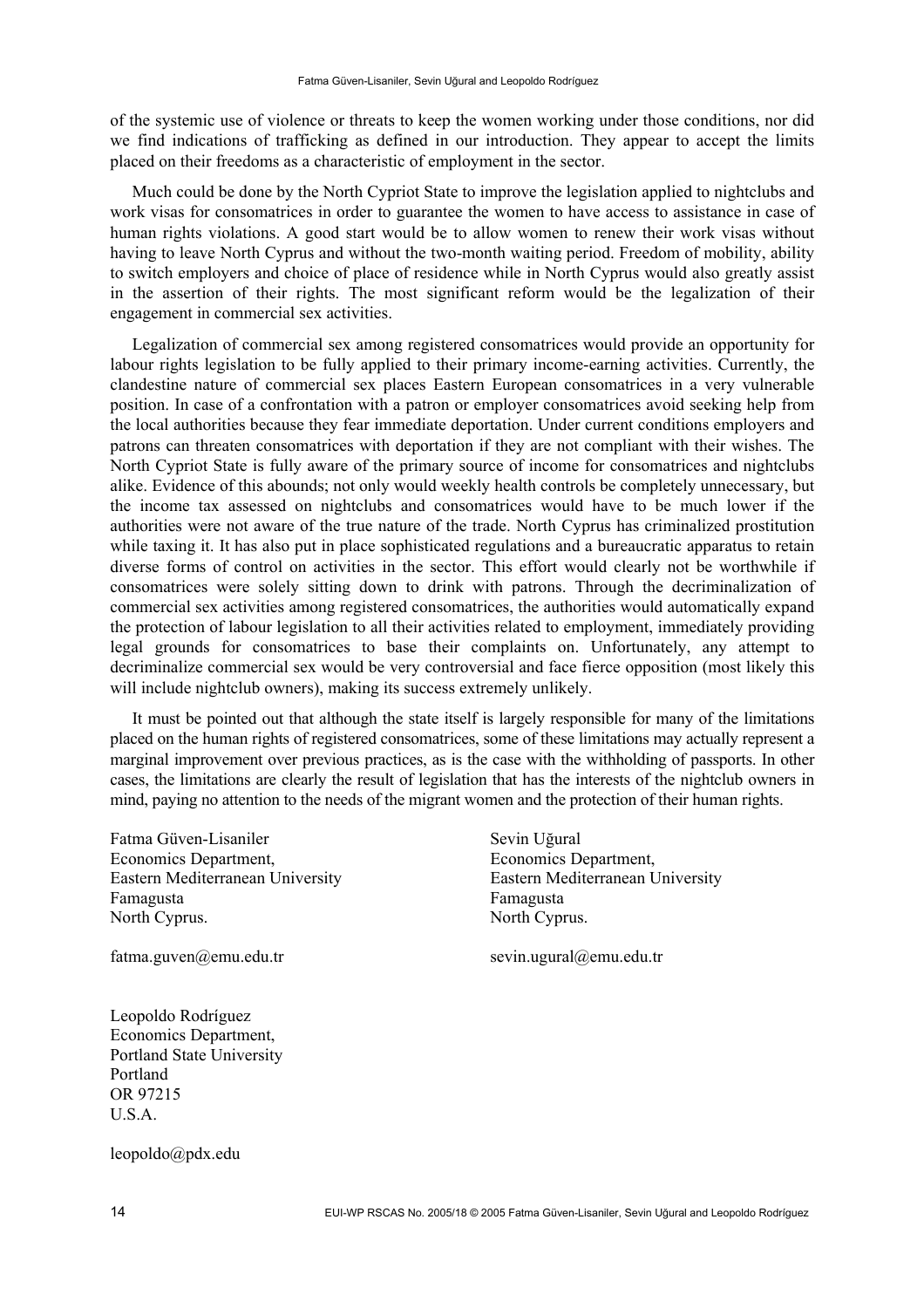of the systemic use of violence or threats to keep the women working under those conditions, nor did we find indications of trafficking as defined in our introduction. They appear to accept the limits placed on their freedoms as a characteristic of employment in the sector.

Much could be done by the North Cypriot State to improve the legislation applied to nightclubs and work visas for consomatrices in order to guarantee the women to have access to assistance in case of human rights violations. A good start would be to allow women to renew their work visas without having to leave North Cyprus and without the two-month waiting period. Freedom of mobility, ability to switch employers and choice of place of residence while in North Cyprus would also greatly assist in the assertion of their rights. The most significant reform would be the legalization of their engagement in commercial sex activities.

Legalization of commercial sex among registered consomatrices would provide an opportunity for labour rights legislation to be fully applied to their primary income-earning activities. Currently, the clandestine nature of commercial sex places Eastern European consomatrices in a very vulnerable position. In case of a confrontation with a patron or employer consomatrices avoid seeking help from the local authorities because they fear immediate deportation. Under current conditions employers and patrons can threaten consomatrices with deportation if they are not compliant with their wishes. The North Cypriot State is fully aware of the primary source of income for consomatrices and nightclubs alike. Evidence of this abounds; not only would weekly health controls be completely unnecessary, but the income tax assessed on nightclubs and consomatrices would have to be much lower if the authorities were not aware of the true nature of the trade. North Cyprus has criminalized prostitution while taxing it. It has also put in place sophisticated regulations and a bureaucratic apparatus to retain diverse forms of control on activities in the sector. This effort would clearly not be worthwhile if consomatrices were solely sitting down to drink with patrons. Through the decriminalization of commercial sex activities among registered consomatrices, the authorities would automatically expand the protection of labour legislation to all their activities related to employment, immediately providing legal grounds for consomatrices to base their complaints on. Unfortunately, any attempt to decriminalize commercial sex would be very controversial and face fierce opposition (most likely this will include nightclub owners), making its success extremely unlikely.

It must be pointed out that although the state itself is largely responsible for many of the limitations placed on the human rights of registered consomatrices, some of these limitations may actually represent a marginal improvement over previous practices, as is the case with the withholding of passports. In other cases, the limitations are clearly the result of legislation that has the interests of the nightclub owners in mind, paying no attention to the needs of the migrant women and the protection of their human rights.

Fatma Güven-Lisaniler
Economics Department,
Eastern Mediterranean University
Famagusta
North Cyprus.

fatma.guven@emu.edu.tr

Sevin Uğural
Economics Department,
Eastern Mediterranean University
Famagusta
North Cyprus.

sevin.ugural@emu.edu.tr

Leopoldo Rodríguez
Economics Department,
Portland State University
Portland
OR 97215
U.S.A.

leopoldo@pdx.edu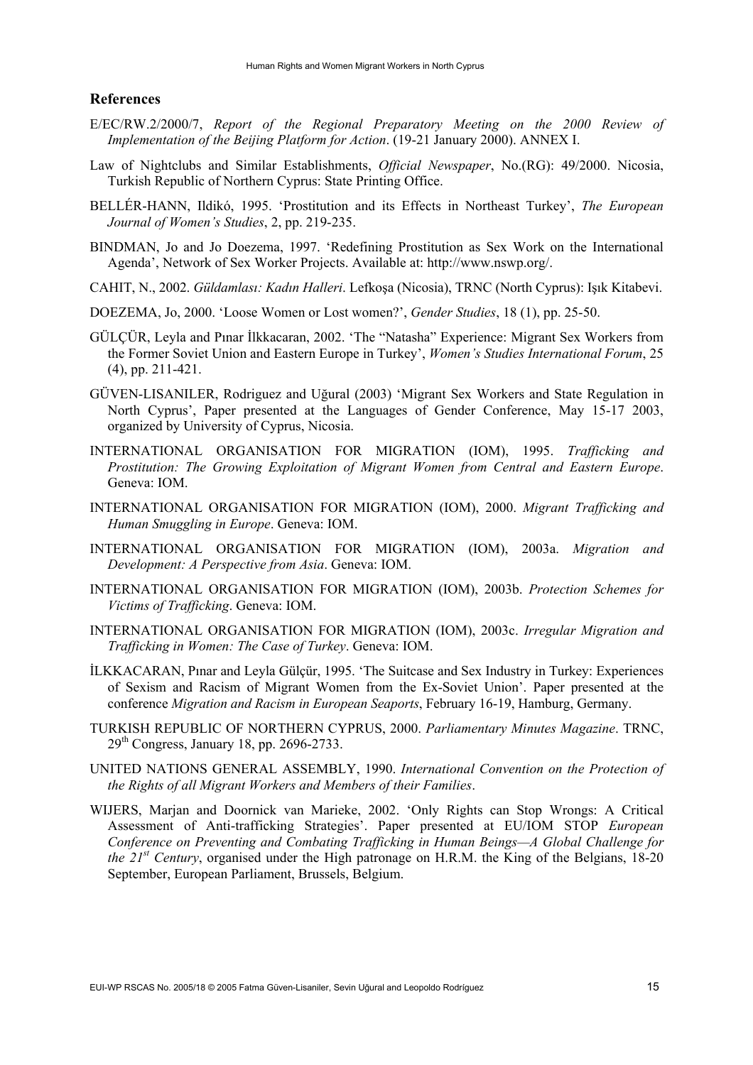## References

E/EC/RW.2/2000/7, *Report of the Regional Preparatory Meeting on the 2000 Review of Implementation of the Beijing Platform for Action*. (19-21 January 2000). ANNEX I.

Law of Nightclubs and Similar Establishments, *Official Newspaper*, No.(RG): 49/2000. Nicosia, Turkish Republic of Northern Cyprus: State Printing Office.

BELLÉR-HANN, Ildikó, 1995. 'Prostitution and its Effects in Northeast Turkey', *The European Journal of Women's Studies*, 2, pp. 219-235.

BINDMAN, Jo and Jo Doezema, 1997. 'Redefining Prostitution as Sex Work on the International Agenda', Network of Sex Worker Projects. Available at: http://www.nswp.org/.

CAHIT, N., 2002. *Güldamlası: Kadın Halleri*. Lefkoşa (Nicosia), TRNC (North Cyprus): Işık Kitabevi.

DOEZEMA, Jo, 2000. 'Loose Women or Lost women?', *Gender Studies*, 18 (1), pp. 25-50.

GÜLÇÜR, Leyla and Pınar İlkkacaran, 2002. 'The "Natasha" Experience: Migrant Sex Workers from the Former Soviet Union and Eastern Europe in Turkey', *Women's Studies International Forum*, 25 (4), pp. 211-421.

GÜVEN-LISANILER, Rodriguez and Uğural (2003) 'Migrant Sex Workers and State Regulation in North Cyprus', Paper presented at the Languages of Gender Conference, May 15-17 2003, organized by University of Cyprus, Nicosia.

INTERNATIONAL ORGANISATION FOR MIGRATION (IOM), 1995. *Trafficking and Prostitution: The Growing Exploitation of Migrant Women from Central and Eastern Europe*. Geneva: IOM.

INTERNATIONAL ORGANISATION FOR MIGRATION (IOM), 2000. *Migrant Trafficking and Human Smuggling in Europe*. Geneva: IOM.

INTERNATIONAL ORGANISATION FOR MIGRATION (IOM), 2003a. *Migration and Development: A Perspective from Asia*. Geneva: IOM.

INTERNATIONAL ORGANISATION FOR MIGRATION (IOM), 2003b. *Protection Schemes for Victims of Trafficking*. Geneva: IOM.

INTERNATIONAL ORGANISATION FOR MIGRATION (IOM), 2003c. *Irregular Migration and Trafficking in Women: The Case of Turkey*. Geneva: IOM.

İLKKACARAN, Pınar and Leyla Gülçür, 1995. 'The Suitcase and Sex Industry in Turkey: Experiences of Sexism and Racism of Migrant Women from the Ex-Soviet Union'. Paper presented at the conference *Migration and Racism in European Seaports*, February 16-19, Hamburg, Germany.

TURKISH REPUBLIC OF NORTHERN CYPRUS, 2000. *Parliamentary Minutes Magazine*. TRNC, 29th Congress, January 18, pp. 2696-2733.

UNITED NATIONS GENERAL ASSEMBLY, 1990. *International Convention on the Protection of the Rights of all Migrant Workers and Members of their Families*.

WIJERS, Marjan and Doornick van Marieke, 2002. 'Only Rights can Stop Wrongs: A Critical Assessment of Anti-trafficking Strategies'. Paper presented at EU/IOM STOP *European Conference on Preventing and Combating Trafficking in Human Beings—A Global Challenge for the 21st Century*, organised under the High patronage on H.R.M. the King of the Belgians, 18-20 September, European Parliament, Brussels, Belgium.